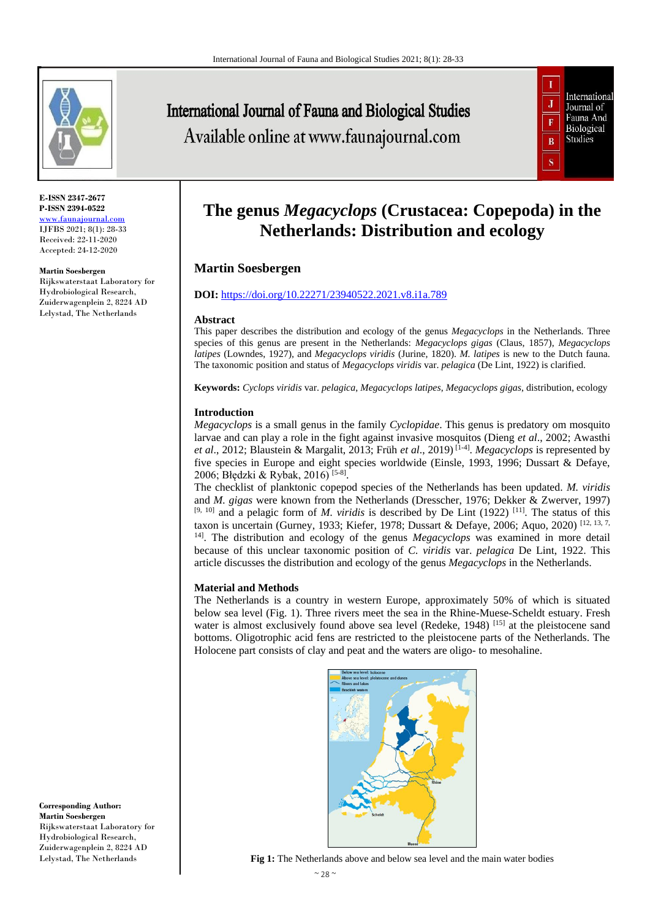E-ISSN 2347-2677
P-ISSN 2394-0522
www.faunajournal.com
IJFBS 2021; 8(1): 28-33
Received: 22-11-2020
Accepted: 24-12-2020

**Martin Soesbergen**
Rijkswaterstaat Laboratory for Hydrobiological Research, Zuiderwagenplein 2, 8224 AD Lelystad, The Netherlands

**Corresponding Author:**
**Martin Soesbergen**
Rijkswaterstaat Laboratory for Hydrobiological Research, Zuiderwagenplein 2, 8224 AD Lelystad, The Netherlands

# The genus *Megacyclops* (Crustacea: Copepoda) in the Netherlands: Distribution and ecology

## Martin Soesbergen

**DOI:** https://doi.org/10.22271/23940522.2021.v8.i1a.789

### Abstract

This paper describes the distribution and ecology of the genus *Megacyclops* in the Netherlands. Three species of this genus are present in the Netherlands: *Megacyclops gigas* (Claus, 1857), *Megacyclops latipes* (Lowndes, 1927), and *Megacyclops viridis* (Jurine, 1820). *M. latipes* is new to the Dutch fauna. The taxonomic position and status of *Megacyclops viridis* var. *pelagica* (De Lint, 1922) is clarified.

**Keywords:** *Cyclops viridis* var. *pelagica*, *Megacyclops latipes*, *Megacyclops gigas*, distribution, ecology

### Introduction

*Megacyclops* is a small genus in the family *Cyclopidae*. This genus is predatory om mosquito larvae and can play a role in the fight against invasive mosquitos (Dieng *et al*., 2002; Awasthi *et al*., 2012; Blaustein & Margalit, 2013; Früh *et al*., 2019) [1-4]. *Megacyclops* is represented by five species in Europe and eight species worldwide (Einsle, 1993, 1996; Dussart & Defaye, 2006; Błędzki & Rybak, 2016) [5-8].

The checklist of planktonic copepod species of the Netherlands has been updated. *M. viridis* and *M. gigas* were known from the Netherlands (Dresscher, 1976; Dekker & Zwerver, 1997) [9, 10] and a pelagic form of *M. viridis* is described by De Lint (1922) [11]. The status of this taxon is uncertain (Gurney, 1933; Kiefer, 1978; Dussart & Defaye, 2006; Aquo, 2020) [12, 13, 7, 14]. The distribution and ecology of the genus *Megacyclops* was examined in more detail because of this unclear taxonomic position of *C. viridis* var. *pelagica* De Lint, 1922. This article discusses the distribution and ecology of the genus *Megacyclops* in the Netherlands.

### Material and Methods

The Netherlands is a country in western Europe, approximately 50% of which is situated below sea level (Fig. 1). Three rivers meet the sea in the Rhine-Muese-Scheldt estuary. Fresh water is almost exclusively found above sea level (Redeke, 1948) [15] at the pleistocene sand bottoms. Oligotrophic acid fens are restricted to the pleistocene parts of the Netherlands. The Holocene part consists of clay and peat and the waters are oligo- to mesohaline.

**Fig 1:** The Netherlands above and below sea level and the main water bodies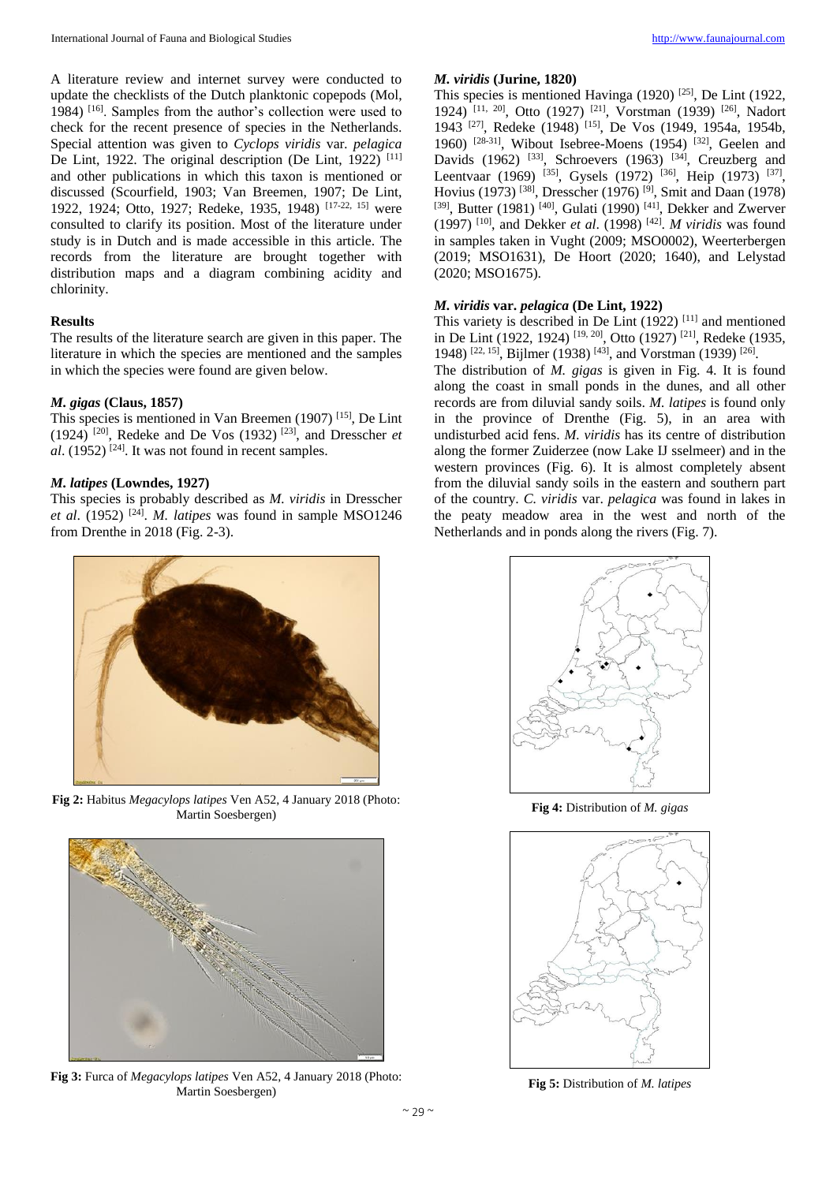A literature review and internet survey were conducted to update the checklists of the Dutch planktonic copepods (Mol, 1984) [16]. Samples from the author's collection were used to check for the recent presence of species in the Netherlands. Special attention was given to *Cyclops viridis* var. *pelagica* De Lint, 1922. The original description (De Lint, 1922) [11] and other publications in which this taxon is mentioned or discussed (Scourfield, 1903; Van Breemen, 1907; De Lint, 1922, 1924; Otto, 1927; Redeke, 1935, 1948) [17-22, 15] were consulted to clarify its position. Most of the literature under study is in Dutch and is made accessible in this article. The records from the literature are brought together with distribution maps and a diagram combining acidity and chlorinity.

## Results

The results of the literature search are given in this paper. The literature in which the species are mentioned and the samples in which the species were found are given below.

### *M. gigas* (Claus, 1857)

This species is mentioned in Van Breemen (1907) [15], De Lint (1924) [20], Redeke and De Vos (1932) [23], and Desscher *et al*. (1952) [24]. It was not found in recent samples.

### *M. latipes* (Lowndes, 1927)

This species is probably described as *M. viridis* in Dresscher *et al*. (1952) [24]. *M. latipes* was found in sample MSO1246 from Drenthe in 2018 (Fig. 2-3).

**Fig 2:** Habitus *Megacylops latipes* Ven A52, 4 January 2018 (Photo: Martin Soesbergen)

**Fig 3:** Furca of *Megacylops latipes* Ven A52, 4 January 2018 (Photo: Martin Soesbergen)

### *M. viridis* (Jurine, 1820)

This species is mentioned Havinga (1920) [25], De Lint (1922, 1924) [11, 20], Otto (1927) [21], Vorstman (1939) [26], Nadort 1943 [27], Redeke (1948) [15], De Vos (1949, 1954a, 1954b, 1960) [28-31], Wibout Isebree-Moens (1954) [32], Geelen and Davids (1962) [33], Schroevers (1963) [34], Creuzberg and Leentvaar (1969) [35], Gysels (1972) [36], Heip (1973) [37], Hovius (1973) [38], Dresscher (1976) [9], Smit and Daan (1978) [39], Butter (1981) [40], Gulati (1990) [41], Dekker and Zwerver (1997) [10], and Dekker *et al*. (1998) [42]. *M viridis* was found in samples taken in Vught (2009; MSO0002), Weerterbergen (2019; MSO1631), De Hoort (2020; 1640), and Lelystad (2020; MSO1675).

### *M. viridis* var. *pelagica* (De Lint, 1922)

This variety is described in De Lint (1922) [11] and mentioned in De Lint (1922, 1924) [19, 20], Otto (1927) [21], Redeke (1935, 1948) [22, 15], Bijlmer (1938) [43], and Vorstman (1939) [26].

The distribution of *M. gigas* is given in Fig. 4. It is found along the coast in small ponds in the dunes, and all other records are from diluvial sandy soils. *M. latipes* is found only in the province of Drenthe (Fig. 5), in an area with undisturbed acid fens. *M. viridis* has its centre of distribution along the former Zuiderzee (now Lake IJ sselmeer) and in the western provinces (Fig. 6). It is almost completely absent from the diluvial sandy soils in the eastern and southern part of the country. *C. viridis* var. *pelagica* was found in lakes in the peaty meadow area in the west and north of the Netherlands and in ponds along the rivers (Fig. 7).

**Fig 4:** Distribution of *M. gigas*

**Fig 5:** Distribution of *M. latipes*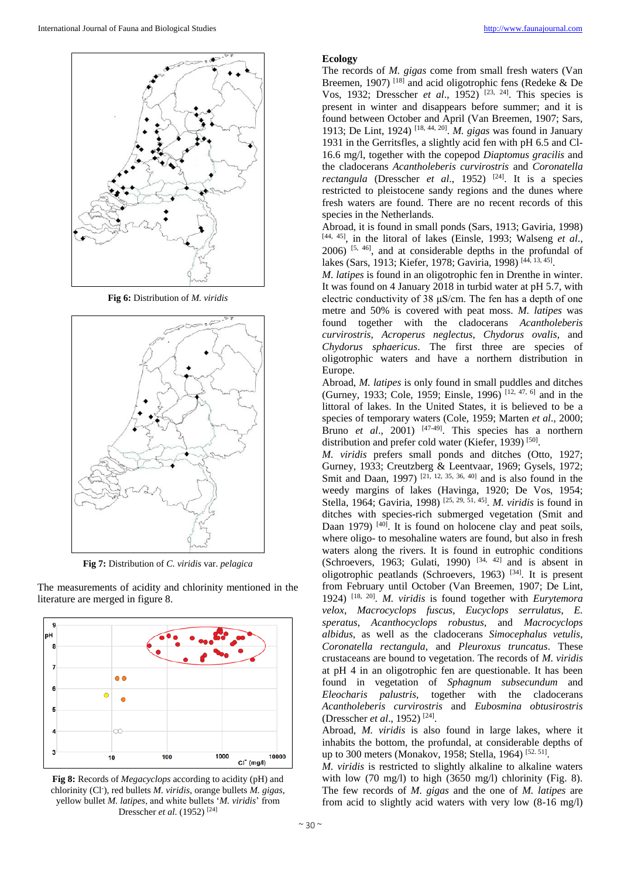Fig 6: Distribution of *M. viridis*

Fig 7: Distribution of *C. viridis* var. *pelagica*

The measurements of acidity and chlorinity mentioned in the literature are merged in figure 8.

**Fig 8:** Records of *Megacyclops* according to acidity (pH) and chlorinity (Cl⁻), red bullets *M. viridis*, orange bullets *M. gigas*, yellow bullet *M. latipes*, and white bullets '*M. viridis*' from Dresscher *et al.* (1952) [24]

## Ecology

The records of *M. gigas* come from small fresh waters (Van Breemen, 1907) [18] and acid oligotrophic fens (Redeke & De Vos, 1932; Dresscher *et al*., 1952) [23, 24]. This species is present in winter and disappears before summer; and it is found between October and April (Van Breemen, 1907; Sars, 1913; De Lint, 1924) [18, 44, 20]. *M. gigas* was found in January 1931 in the Gerritsfles, a slightly acid fen with pH 6.5 and Cl- 16.6 mg/l, together with the copepod *Diaptomus gracilis* and the cladocerans *Acantholeberis curvirostris* and *Coronatella rectangula* (Dresscher *et al*., 1952) [24]. It is a species restricted to pleistocene sandy regions and the dunes where fresh waters are found. There are no recent records of this species in the Netherlands.

Abroad, it is found in small ponds (Sars, 1913; Gaviria, 1998) [44, 45], in the litoral of lakes (Einsle, 1993; Walseng *et al*., 2006) [5, 46], and at considerable depths in the profundal of lakes (Sars, 1913; Kiefer, 1978; Gaviria, 1998) [44, 13, 45].

*M. latipes* is found in an oligotrophic fen in Drenthe in winter. It was found on 4 January 2018 in turbid water at pH 5.7, with electric conductivity of 38 µS/cm. The fen has a depth of one metre and 50% is covered with peat moss. *M. latipes* was found together with the cladocerans *Acantholeberis curvirostris*, *Acroperus neglectus*, *Chydorus ovalis*, and *Chydorus sphaericus*. The first three are species of oligotrophic waters and have a northern distribution in Europe.

Abroad, *M. latipes* is only found in small puddles and ditches (Gurney, 1933; Cole, 1959; Einsle, 1996) [12, 47, 6] and in the littoral of lakes. In the United States, it is believed to be a species of temporary waters (Cole, 1959; Marten *et al*., 2000; Bruno *et al*., 2001) [47-49]. This species has a northern distribution and prefer cold water (Kiefer, 1939) [50].

*M. viridis* prefers small ponds and ditches (Otto, 1927; Gurney, 1933; Creutzberg & Leentvaar, 1969; Gysels, 1972; Smit and Daan, 1997) [21, 12, 35, 36, 40] and is also found in the weedy margins of lakes (Havinga, 1920; De Vos, 1954; Stella, 1964; Gaviria, 1998) [25, 29, 51, 45]. *M. viridis* is found in ditches with species-rich submerged vegetation (Smit and Daan 1979) [40]. It is found on holocene clay and peat soils, where oligo- to mesohaline waters are found, but also in fresh waters along the rivers. It is found in eutrophic conditions (Schroevers, 1963; Gulati, 1990) [34, 42] and is absent in oligotrophic peatlands (Schroevers, 1963) [34]. It is present from February until October (Van Breemen, 1907; De Lint, 1924) [18, 20]. *M. viridis* is found together with *Eurytemora velox*, *Macrocyclops fuscus*, *Eucyclops serrulatus*, *E. speratus*, *Acanthocyclops robustus*, and *Macrocyclops albidus*, as well as the cladocerans *Simocephalus vetulis*, *Coronatella rectangula*, and *Pleuroxus truncatus*. These crustaceans are bound to vegetation. The records of *M. viridis* at pH 4 in an oligotrophic fen are questionable. It has been found in vegetation of *Sphagnum subsecundum* and *Eleocharis palustris*, together with the cladocerans *Acantholeberis curvirostris* and *Eubosmina obtusirostris* (Dresscher *et al*., 1952) [24].

Abroad, *M. viridis* is also found in large lakes, where it inhabits the bottom, the profundal, at considerable depths of up to 300 meters (Monakov, 1958; Stella, 1964) [52, 51].

*M. viridis* is restricted to slightly alkaline to alkaline waters with low (70 mg/l) to high (3650 mg/l) chlorinity (Fig. 8). The few records of *M. gigas* and the one of *M. latipes* are from acid to slightly acid waters with very low (8-16 mg/l)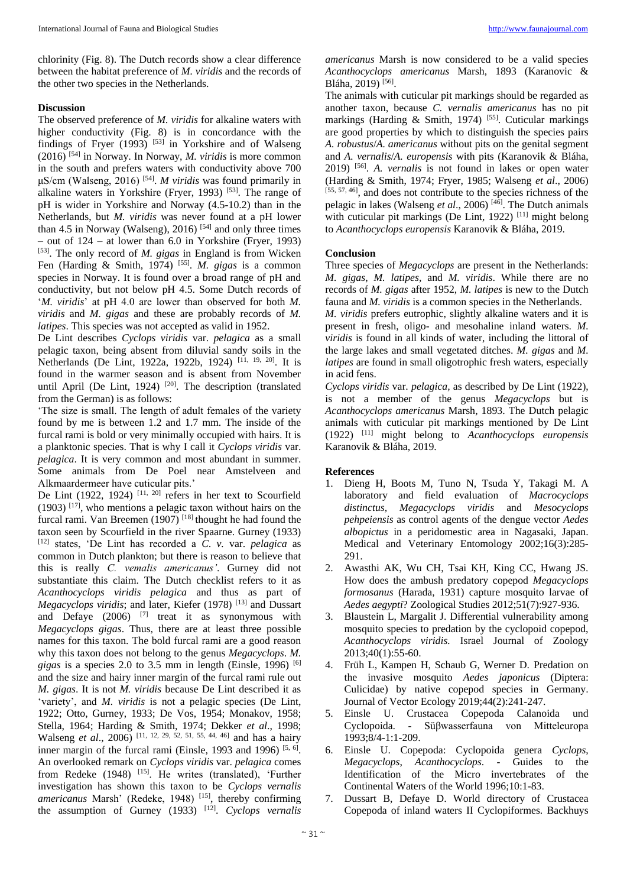chlorinity (Fig. 8). The Dutch records show a clear difference between the habitat preference of *M. viridis* and the records of the other two species in the Netherlands.

## Discussion

The observed preference of *M. viridis* for alkaline waters with higher conductivity (Fig. 8) is in concordance with the findings of Fryer (1993) [53] in Yorkshire and of Walseng (2016) [54] in Norway. In Norway, *M. viridis* is more common in the south and prefers waters with conductivity above 700 μS/cm (Walseng, 2016) [54]. *M viridis* was found primarily in alkaline waters in Yorkshire (Fryer, 1993) [53]. The range of pH is wider in Yorkshire and Norway (4.5-10.2) than in the Netherlands, but *M. viridis* was never found at a pH lower than 4.5 in Norway (Walseng), 2016) [54] and only three times – out of 124 – at lower than 6.0 in Yorkshire (Fryer, 1993) [53]. The only record of *M. gigas* in England is from Wicken Fen (Harding & Smith, 1974) [55]. *M. gigas* is a common species in Norway. It is found over a broad range of pH and conductivity, but not below pH 4.5. Some Dutch records of '*M. viridis*' at pH 4.0 are lower than observed for both *M. viridis* and *M. gigas* and these are probably records of *M. latipes*. This species was not accepted as valid in 1952.

De Lint describes *Cyclops viridis* var. *pelagica* as a small pelagic taxon, being absent from diluvial sandy soils in the Netherlands (De Lint, 1922a, 1922b, 1924) [11, 19, 20]. It is found in the warmer season and is absent from November until April (De Lint, 1924) [20]. The description (translated from the German) is as follows:

'The size is small. The length of adult females of the variety found by me is between 1.2 and 1.7 mm. The inside of the furcal rami is bold or very minimally occupied with hairs. It is a planktonic species. That is why I call it *Cyclops viridis* var. *pelagica*. It is very common and most abundant in summer. Some animals from De Poel near Amstelveen and Alkmaardermeer have cuticular pits.'

De Lint (1922, 1924) [11, 20] refers in her text to Scourfield (1903) [17], who mentions a pelagic taxon without hairs on the furcal rami. Van Breemen (1907) [18] thought he had found the taxon seen by Scourfield in the river Spaarne. Gurney (1933) [12] states, 'De Lint has recorded a *C. v.* var. *pelagica* as common in Dutch plankton; but there is reason to believe that this is really *C. vemalis americanus'*. Gurney did not substantiate this claim. The Dutch checklist refers to it as *Acanthocyclops viridis pelagica* and thus as part of *Megacyclops viridis*; and later, Kiefer (1978) [13] and Dussart and Defaye (2006) [7] treat it as synonymous with *Megacyclops gigas*. Thus, there are at least three possible names for this taxon. The bold furcal rami are a good reason why this taxon does not belong to the genus *Megacyclops*. *M. gigas* is a species 2.0 to 3.5 mm in length (Einsle, 1996) [6] and the size and hairy inner margin of the furcal rami rule out *M. gigas*. It is not *M. viridis* because De Lint described it as 'variety', and *M. viridis* is not a pelagic species (De Lint, 1922; Otto, Gurney, 1933; De Vos, 1954; Monakov, 1958; Stella, 1964; Harding & Smith, 1974; Dekker *et al*., 1998; Walseng *et al*., 2006) [11, 12, 29, 52, 51, 55, 44, 46] and has a hairy inner margin of the furcal rami (Einsle, 1993 and 1996) [5, 6]. An overlooked remark on *Cyclops viridis* var. *pelagica* comes from Redeke (1948) [15]. He writes (translated), 'Further investigation has shown this taxon to be *Cyclops vernalis americanus* Marsh' (Redeke, 1948) [15], thereby confirming the assumption of Gurney (1933) [12]. *Cyclops vernalis americanus* Marsh is now considered to be a valid species *Acanthocyclops americanus* Marsh, 1893 (Karanovic & Bláha, 2019) [56].

The animals with cuticular pit markings should be regarded as another taxon, because *C. vernalis americanus* has no pit markings (Harding & Smith, 1974) [55]. Cuticular markings are good properties by which to distinguish the species pairs *A. robustus*/*A. americanus* without pits on the genital segment and *A. vernalis*/*A. europensis* with pits (Karanovik & Bláha, 2019) [56]. *A. vernalis* is not found in lakes or open water (Harding & Smith, 1974; Fryer, 1985; Walseng *et al*., 2006) [55, 57, 46], and does not contribute to the species richness of the pelagic in lakes (Walseng *et al*., 2006) [46]. The Dutch animals with cuticular pit markings (De Lint, 1922) [11] might belong to *Acanthocyclops europensis* Karanovik & Bláha, 2019.

## Conclusion

Three species of *Megacyclops* are present in the Netherlands: *M. gigas*, *M. latipes*, and *M. viridis*. While there are no records of *M. gigas* after 1952, *M. latipes* is new to the Dutch fauna and *M. viridis* is a common species in the Netherlands.

*M. viridis* prefers eutrophic, slightly alkaline waters and it is present in fresh, oligo- and mesohaline inland waters. *M. viridis* is found in all kinds of water, including the littoral of the large lakes and small vegetated ditches. *M. gigas* and *M. latipes* are found in small oligotrophic fresh waters, especially in acid fens.

*Cyclops viridis* var. *pelagica*, as described by De Lint (1922), is not a member of the genus *Megacyclops* but is *Acanthocyclops americanus* Marsh, 1893. The Dutch pelagic animals with cuticular pit markings mentioned by De Lint (1922) [11] might belong to *Acanthocyclops europensis* Karanovik & Bláha, 2019.

## References

1. Dieng H, Boots M, Tuno N, Tsuda Y, Takagi M. A laboratory and field evaluation of *Macrocyclops distinctus*, *Megacyclops viridis* and *Mesocyclops pehpeiensis* as control agents of the dengue vector *Aedes albopictus* in a peridomestic area in Nagasaki, Japan. Medical and Veterinary Entomology 2002;16(3):285-291.
2. Awasthi AK, Wu CH, Tsai KH, King CC, Hwang JS. How does the ambush predatory copepod *Megacyclops formosanus* (Harada, 1931) capture mosquito larvae of *Aedes aegypti*? Zoological Studies 2012;51(7):927-936.
3. Blaustein L, Margalit J. Differential vulnerability among mosquito species to predation by the cyclopoid copepod, *Acanthocyclops viridis.* Israel Journal of Zoology 2013;40(1):55-60.
4. Früh L, Kampen H, Schaub G, Werner D. Predation on the invasive mosquito *Aedes japonicus* (Diptera: Culicidae) by native copepod species in Germany. Journal of Vector Ecology 2019;44(2):241-247.
5. Einsle U. Crustacea Copepoda Calanoida und Cyclopoida. - Süβwasserfauna von Mitteleuropa 1993;8/4-1:1-209.
6. Einsle U. Copepoda: Cyclopoida genera *Cyclops*, *Megacyclops*, *Acanthocyclops.* - Guides to the Identification of the Micro invertebrates of the Continental Waters of the World 1996;10:1-83.
7. Dussart B, Defaye D. World directory of Crustacea Copepoda of inland waters II Cyclopiformes. Backhuys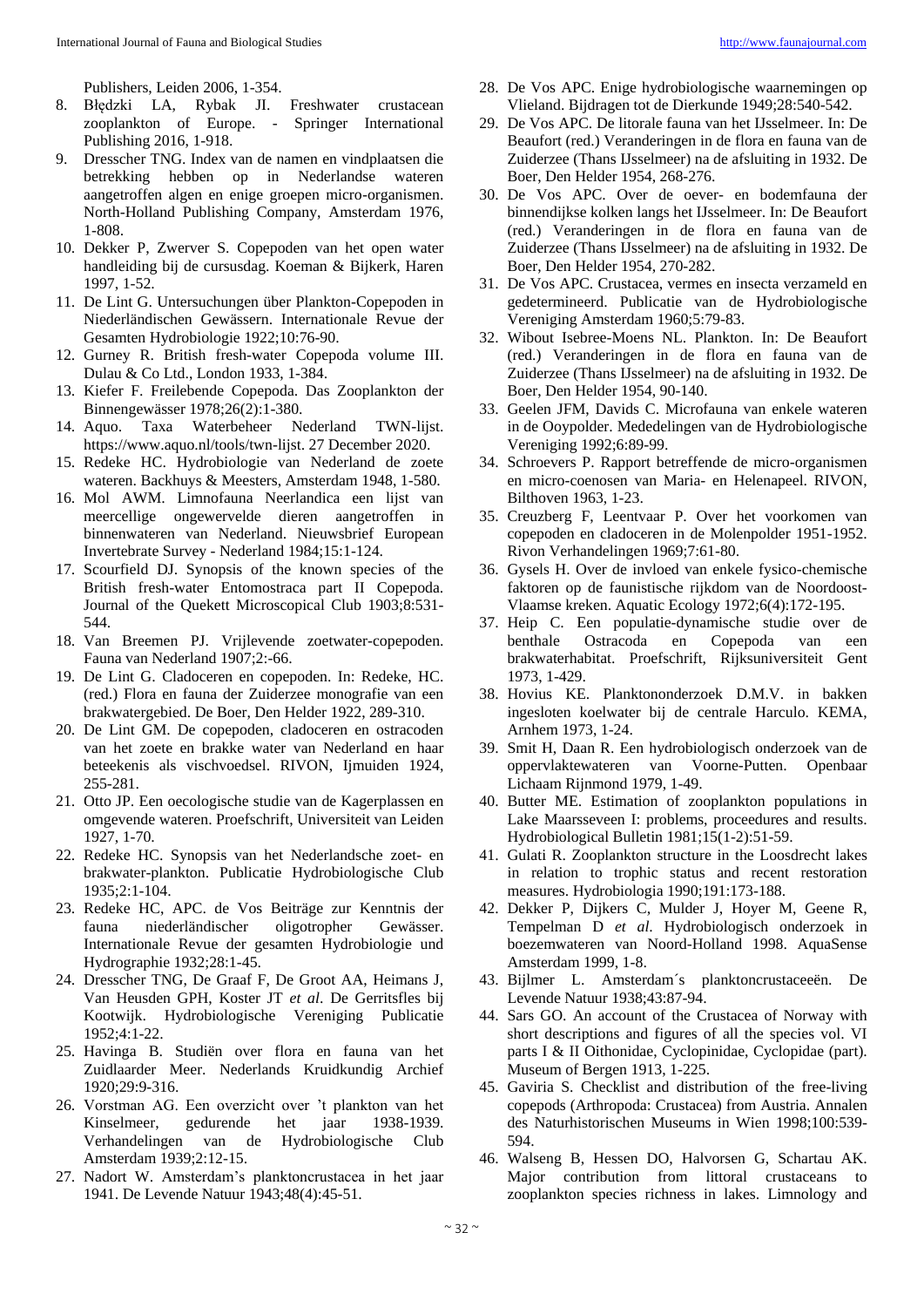Publishers, Leiden 2006, 1-354.

8. Błędzki LA, Rybak JI. Freshwater crustacean zooplankton of Europe. - Springer International Publishing 2016, 1-918.
9. Dresscher TNG. Index van de namen en vindplaatsen die betrekking hebben op in Nederlandse wateren aangetroffen algen en enige groepen micro-organismen. North-Holland Publishing Company, Amsterdam 1976, 1-808.
10. Dekker P, Zwerver S. Copepoden van het open water handleiding bij de cursusdag. Koeman & Bijkerk, Haren 1997, 1-52.
11. De Lint G. Untersuchungen über Plankton-Copepoden in Niederländischen Gewässern. Internationale Revue der Gesamten Hydrobiologie 1922;10:76-90.
12. Gurney R. British fresh-water Copepoda volume III. Dulau & Co Ltd., London 1933, 1-384.
13. Kiefer F. Freilebende Copepoda. Das Zooplankton der Binnengewässer 1978;26(2):1-380.
14. Aquo. Taxa Waterbeheer Nederland TWN-lijst. https://www.aquo.nl/tools/twn-lijst. 27 December 2020.
15. Redeke HC. Hydrobiologie van Nederland de zoete wateren. Backhuys & Meesters, Amsterdam 1948, 1-580.
16. Mol AWM. Limnofauna Neerlandica een lijst van meercellige ongewervelde dieren aangetroffen in binnenwateren van Nederland. Nieuwsbrief European Invertebrate Survey - Nederland 1984;15:1-124.
17. Scourfield DJ. Synopsis of the known species of the British fresh-water Entomostraca part II Copepoda. Journal of the Quekett Microscopical Club 1903;8:531-544.
18. Van Breemen PJ. Vrijlevende zoetwater-copepoden. Fauna van Nederland 1907;2:-66.
19. De Lint G. Cladoceren en copepoden. In: Redeke, HC. (red.) Flora en fauna der Zuiderzee monografie van een brakwatergebied. De Boer, Den Helder 1922, 289-310.
20. De Lint GM. De copepoden, cladoceren en ostracoden van het zoete en brakke water van Nederland en haar beteekenis als vischvoedsel. RIVON, Ijmuiden 1924, 255-281.
21. Otto JP. Een oecologische studie van de Kagerplassen en omgevende wateren. Proefschrift, Universiteit van Leiden 1927, 1-70.
22. Redeke HC. Synopsis van het Nederlandsche zoet- en brakwater-plankton. Publicatie Hydrobiologische Club 1935;2:1-104.
23. Redeke HC, APC. de Vos Beiträge zur Kenntnis der fauna niederländischer oligotropher Gewässer. Internationale Revue der gesamten Hydrobiologie und Hydrographie 1932;28:1-45.
24. Dresscher TNG, De Graaf F, De Groot AA, Heimans J, Van Heusden GPH, Koster JT *et al*. De Gerritsfles bij Kootwijk. Hydrobiologische Vereniging Publicatie 1952;4:1-22.
25. Havinga B. Studiën over flora en fauna van het Zuidlaarder Meer. Nederlands Kruidkundig Archief 1920;29:9-316.
26. Vorstman AG. Een overzicht over 't plankton van het Kinselmeer, gedurende het jaar 1938-1939. Verhandelingen van de Hydrobiologische Club Amsterdam 1939;2:12-15.
27. Nadort W. Amsterdam's planktoncrustacea in het jaar 1941. De Levende Natuur 1943;48(4):45-51.
28. De Vos APC. Enige hydrobiologische waarnemingen op Vlieland. Bijdragen tot de Dierkunde 1949;28:540-542.
29. De Vos APC. De litorale fauna van het IJsselmeer. In: De Beaufort (red.) Veranderingen in de flora en fauna van de Zuiderzee (Thans IJsselmeer) na de afsluiting in 1932. De Boer, Den Helder 1954, 268-276.
30. De Vos APC. Over de oever- en bodemfauna der binnendijkse kolken langs het IJsselmeer. In: De Beaufort (red.) Veranderingen in de flora en fauna van de Zuiderzee (Thans IJsselmeer) na de afsluiting in 1932. De Boer, Den Helder 1954, 270-282.
31. De Vos APC. Crustacea, vermes en insecta verzameld en gedetermineerd. Publicatie van de Hydrobiologische Vereniging Amsterdam 1960;5:79-83.
32. Wibout Isebree-Moens NL. Plankton. In: De Beaufort (red.) Veranderingen in de flora en fauna van de Zuiderzee (Thans IJsselmeer) na de afsluiting in 1932. De Boer, Den Helder 1954, 90-140.
33. Geelen JFM, Davids C. Microfauna van enkele wateren in de Ooypolder. Mededelingen van de Hydrobiologische Vereniging 1992;6:89-99.
34. Schroevers P. Rapport betreffende de micro-organismen en micro-coenosen van Maria- en Helenapeel. RIVON, Bilthoven 1963, 1-23.
35. Creuzberg F, Leentvaar P. Over het voorkomen van copepoden en cladoceren in de Molenpolder 1951-1952. Rivon Verhandelingen 1969;7:61-80.
36. Gysels H. Over de invloed van enkele fysico-chemische faktoren op de faunistische rijkdom van de Noordoost-Vlaamse kreken. Aquatic Ecology 1972;6(4):172-195.
37. Heip C. Een populatie-dynamische studie over de benthale Ostracoda en Copepoda van een brakwaterhabitat. Proefschrift, Rijksuniversiteit Gent 1973, 1-429.
38. Hovius KE. Planktononderzoek D.M.V. in bakken ingesloten koelwater bij de centrale Harculo. KEMA, Arnhem 1973, 1-24.
39. Smit H, Daan R. Een hydrobiologisch onderzoek van de oppervlaktewateren van Voorne-Putten. Openbaar Lichaam Rijnmond 1979, 1-49.
40. Butter ME. Estimation of zooplankton populations in Lake Maarsseveen I: problems, proceedures and results. Hydrobiological Bulletin 1981;15(1-2):51-59.
41. Gulati R. Zooplankton structure in the Loosdrecht lakes in relation to trophic status and recent restoration measures. Hydrobiologia 1990;191:173-188.
42. Dekker P, Dijkers C, Mulder J, Hoyer M, Geene R, Tempelman D *et al.* Hydrobiologisch onderzoek in boezemwateren van Noord-Holland 1998. AquaSense Amsterdam 1999, 1-8.
43. Bijlmer L. Amsterdam´s planktoncrustaceeën. De Levende Natuur 1938;43:87-94.
44. Sars GO. An account of the Crustacea of Norway with short descriptions and figures of all the species vol. VI parts I & II Oithonidae, Cyclopinidae, Cyclopidae (part). Museum of Bergen 1913, 1-225.
45. Gaviria S. Checklist and distribution of the free-living copepods (Arthropoda: Crustacea) from Austria. Annalen des Naturhistorischen Museums in Wien 1998;100:539-594.
46. Walseng B, Hessen DO, Halvorsen G, Schartau AK. Major contribution from littoral crustaceans to zooplankton species richness in lakes. Limnology and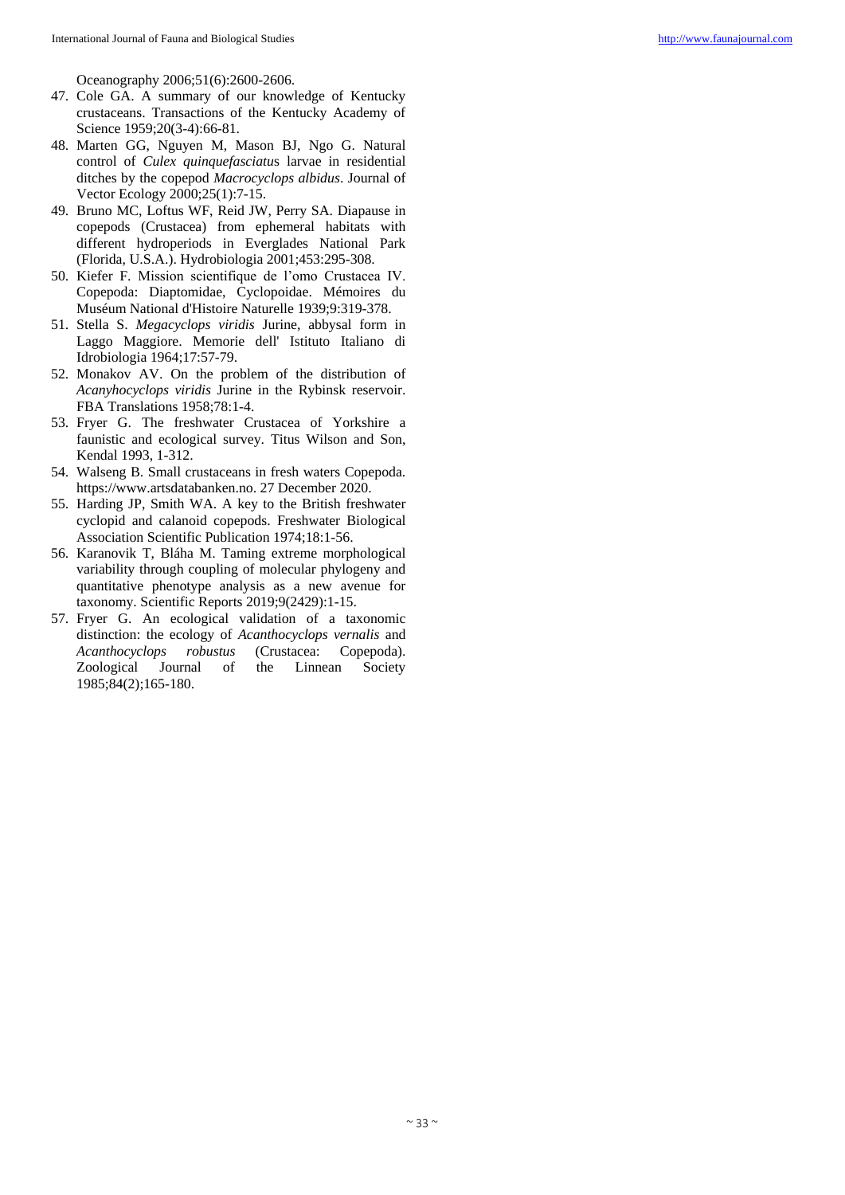Oceanography 2006;51(6):2600-2606.

47. Cole GA. A summary of our knowledge of Kentucky crustaceans. Transactions of the Kentucky Academy of Science 1959;20(3-4):66-81.
48. Marten GG, Nguyen M, Mason BJ, Ngo G. Natural control of *Culex quinquefasciatu*s larvae in residential ditches by the copepod *Macrocyclops albidus*. Journal of Vector Ecology 2000;25(1):7-15.
49. Bruno MC, Loftus WF, Reid JW, Perry SA. Diapause in copepods (Crustacea) from ephemeral habitats with different hydroperiods in Everglades National Park (Florida, U.S.A.). Hydrobiologia 2001;453:295-308.
50. Kiefer F. Mission scientifique de l'omo Crustacea IV. Copepoda: Diaptomidae, Cyclopoidae. Mémoires du Muséum National d'Histoire Naturelle 1939;9:319-378.
51. Stella S. *Megacyclops viridis* Jurine, abbysal form in Laggo Maggiore. Memorie dell' Istituto Italiano di Idrobiologia 1964;17:57-79.
52. Monakov AV. On the problem of the distribution of *Acanyhocyclops viridis* Jurine in the Rybinsk reservoir. FBA Translations 1958;78:1-4.
53. Fryer G. The freshwater Crustacea of Yorkshire a faunistic and ecological survey. Titus Wilson and Son, Kendal 1993, 1-312.
54. Walseng B. Small crustaceans in fresh waters Copepoda. https://www.artsdatabanken.no. 27 December 2020.
55. Harding JP, Smith WA. A key to the British freshwater cyclopid and calanoid copepods. Freshwater Biological Association Scientific Publication 1974;18:1-56.
56. Karanovik T, Bláha M. Taming extreme morphological variability through coupling of molecular phylogeny and quantitative phenotype analysis as a new avenue for taxonomy. Scientific Reports 2019;9(2429):1-15.
57. Fryer G. An ecological validation of a taxonomic distinction: the ecology of *Acanthocyclops vernalis* and *Acanthocyclops robustus* (Crustacea: Copepoda). Zoological Journal of the Linnean Society 1985;84(2);165-180.